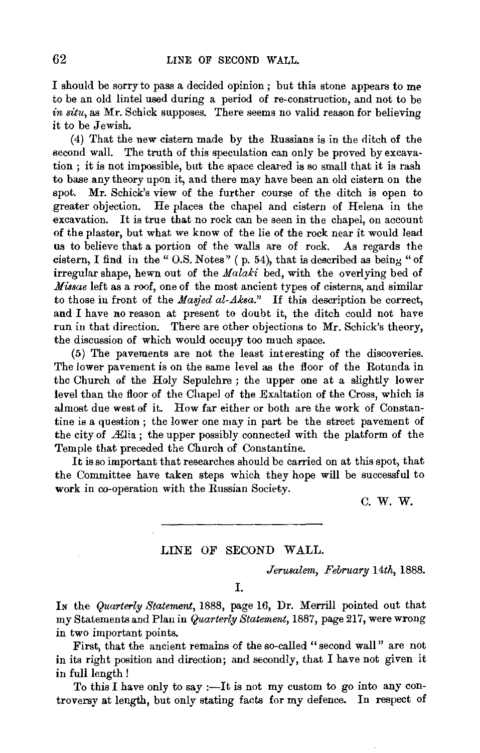I should be sorry to pass a decided opinion; but this stone appears to me to be an old lintel used during a period of re-construction, and not to be *in situ*, as Mr. Schick supposes. There seems no valid reason for believing it to be Jewish.

(4) That the new cistern made by the Russians is in the ditch of the second wall. The truth of this speculation can only be proved by excavation; it is not impossible, but the space cleared is so small that it is rash to base any theory upon it, and there may have been an old cistern on the spot. Mr. Schick's view of the further course of the ditch is open to greater objection. He places the chapel and cistern of Helena in the excavation. It is true that no rock can be seen in the chapel, on account of the plaster, but what we know of the lie of the rock near it would lead us to believe that a portion of the walls are of rock. As regards the cistern, I find in the "O.S. Notes" (p. 54), that is described as being "of irregular shape, hewn out of the *Malaki* bed, with the overlying bed of *Missae* left as a roof, one of the most ancient types of cisterns, and similar to those in front of the *Masjed al-Aksa*." If this description be correct, and I have no reason at present to doubt it, the ditch could not have run in that direction. There are other objections to Mr. Schick's theory, the discussion of which would occupy too much space.

(5) The pavements are not the least interesting of the discoveries. The lower pavement is on the same level as the floor of the Rotunda in the Church of the Holy Sepulchre; the upper one at a slightly lower level than the floor of the Chapel of the Exaltation of the Cross, which is almost due west of it. How far either or both are the work of Constantine is a question; the lower one may in part be the street pavement of the city of Ælia; the upper possibly connected with the platform of the Temple that preceded the Church of Constantine.

It is so important that researches should be carried on at this spot, that the Committee have taken steps which they hope will be successful to work in co-operation with the Russian Society.

C. W. W.

---

## LINE OF SECOND WALL.

*Jerusalem, February 14th*, 1888.

I.

In the *Quarterly Statement*, 1888, page 16, Dr. Merrill pointed out that my Statements and Plan in *Quarterly Statement*, 1887, page 217, were wrong in two important points.

First, that the ancient remains of the so-called "second wall" are not in its right position and direction; and secondly, that I have not given it in full length!

To this I have only to say:—It is not my custom to go into any controversy at length, but only stating facts for my defence. In respect of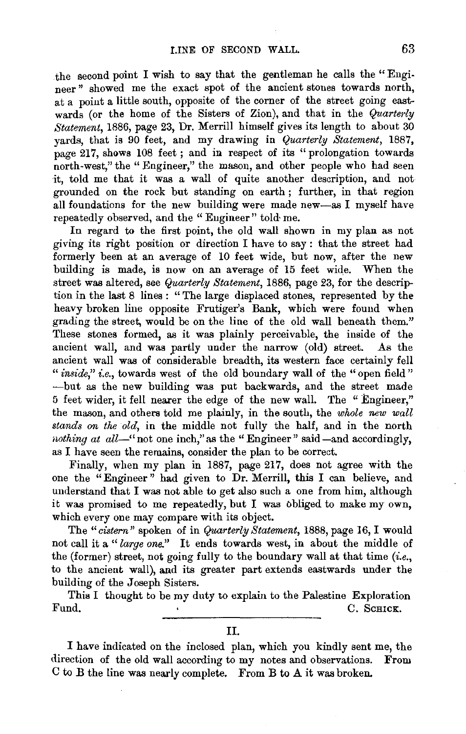the second point I wish to say that the gentleman he calls the "Engineer" showed me the exact spot of the ancient stones towards north, at a point a little south, opposite of the corner of the street going eastwards (or the home of the Sisters of Zion), and that in the *Quarterly Statement*, 1886, page 23, Dr. Merrill himself gives its length to about 30 yards, that is 90 feet, and my drawing in *Quarterly Statement*, 1887, page 217, shows 108 feet; and in respect of its "prolongation towards north-west," the "Engineer," the mason, and other people who had seen it, told me that it was a wall of quite another description, and not grounded on the rock but standing on earth; further, in that region all foundations for the new building were made new—as I myself have repeatedly observed, and the "Engineer" told me.

In regard to the first point, the old wall shown in my plan as not giving its right position or direction I have to say: that the street had formerly been at an average of 10 feet wide, but now, after the new building is made, is now on an average of 15 feet wide. When the street was altered, see *Quarterly Statement*, 1886, page 23, for the description in the last 8 lines: "The large displaced stones, represented by the heavy broken line opposite Frutiger's Bank, which were found when grading the street, would be on the line of the old wall beneath them." These stones formed, as it was plainly perceivable, the inside of the ancient wall, and was partly under the narrow (old) street. As the ancient wall was of considerable breadth, its western face certainly fell "*inside*," *i.e.*, towards west of the old boundary wall of the "open field" —but as the new building was put backwards, and the street made 5 feet wider, it fell nearer the edge of the new wall. The "Engineer," the mason, and others told me plainly, in the south, the *whole new wall stands on the old*, in the middle not fully the half, and in the north *nothing at all*—"not one inch," as the "Engineer" said—and accordingly, as I have seen the remains, consider the plan to be correct.

Finally, when my plan in 1887, page 217, does not agree with the one the "Engineer" had given to Dr. Merrill, this I can believe, and understand that I was not able to get also such a one from him, although it was promised to me repeatedly, but I was obliged to make my own, which every one may compare with its object.

The "*cistern*" spoken of in *Quarterly Statement*, 1888, page 16, I would not call it a "*large one*." It ends towards west, in about the middle of the (former) street, not going fully to the boundary wall at that time (*i.e.*, to the ancient wall), and its greater part extends eastwards under the building of the Joseph Sisters.

This I thought to be my duty to explain to the Palestine Exploration Fund.

C. Schick.

---

## II.

I have indicated on the inclosed plan, which you kindly sent me, the direction of the old wall according to my notes and observations. From C to B the line was nearly complete. From B to A it was broken.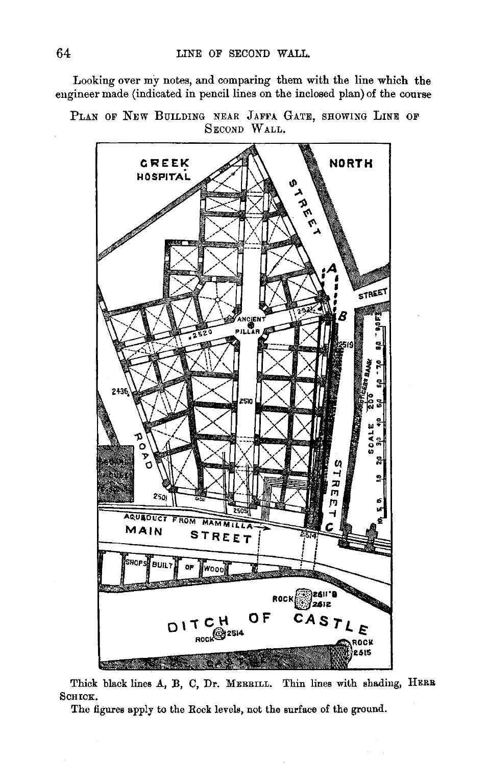Looking over my notes, and comparing them with the line which the engineer made (indicated in pencil lines on the inclosed plan) of the course

PLAN OF NEW BUILDING NEAR JAFFA GATE, SHOWING LINE OF SECOND WALL.

Thick black lines A, B, C, Dr. MERRILL. Thin lines with shading, HERR SCHICK.

The figures apply to the Rock levels, not the surface of the ground.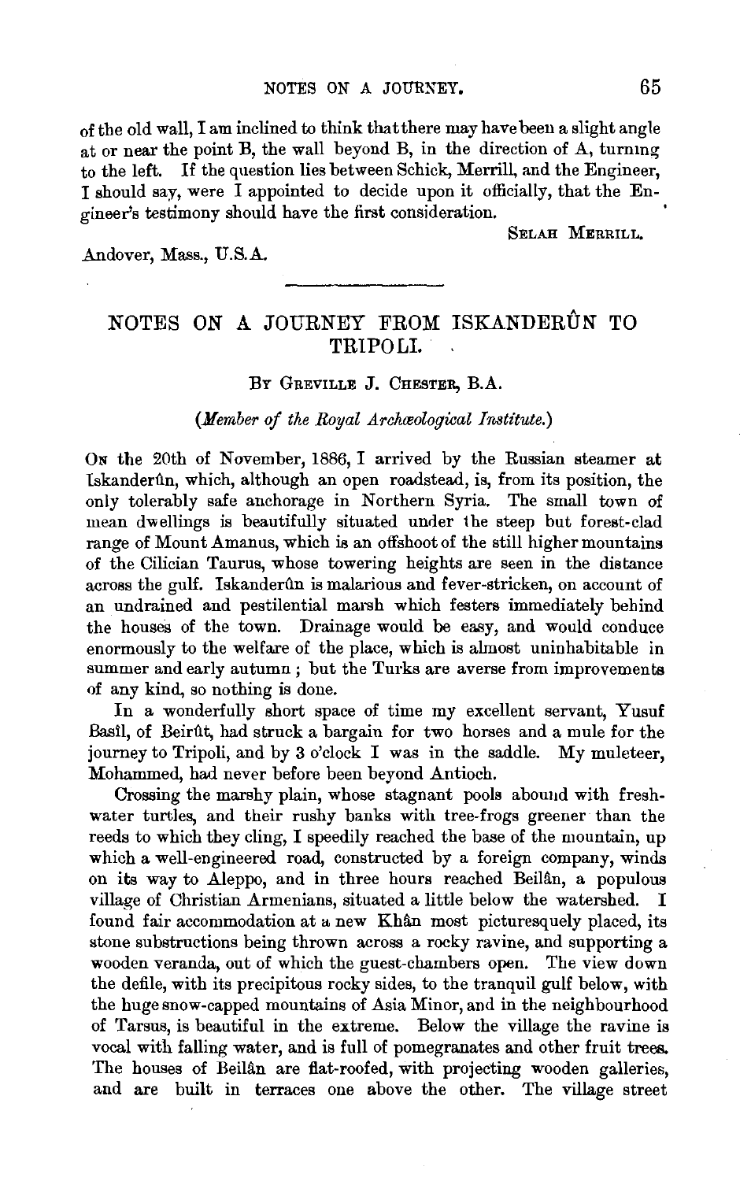of the old wall, I am inclined to think that there may have been a slight angle at or near the point B, the wall beyond B, in the direction of A, turning to the left. If the question lies between Schick, Merrill, and the Engineer, I should say, were I appointed to decide upon it officially, that the Engineer's testimony should have the first consideration.

SELAH MERRILL.

Andover, Mass., U.S.A.

---

## NOTES ON A JOURNEY FROM ISKANDERÛN TO TRIPOLI.

By GREVILLE J. CHESTER, B.A.

*(Member of the Royal Archæological Institute.)*

ON the 20th of November, 1886, I arrived by the Russian steamer at Iskanderûn, which, although an open roadstead, is, from its position, the only tolerably safe anchorage in Northern Syria. The small town of mean dwellings is beautifully situated under the steep but forest-clad range of Mount Amanus, which is an offshoot of the still higher mountains of the Cilician Taurus, whose towering heights are seen in the distance across the gulf. Iskanderûn is malarious and fever-stricken, on account of an undrained and pestilential marsh which festers immediately behind the houses of the town. Drainage would be easy, and would conduce enormously to the welfare of the place, which is almost uninhabitable in summer and early autumn; but the Turks are averse from improvements of any kind, so nothing is done.

In a wonderfully short space of time my excellent servant, Yusuf Basîl, of Beirût, had struck a bargain for two horses and a mule for the journey to Tripoli, and by 3 o'clock I was in the saddle. My muleteer, Mohammed, had never before been beyond Antioch.

Crossing the marshy plain, whose stagnant pools abound with freshwater turtles, and their rushy banks with tree-frogs greener than the reeds to which they cling, I speedily reached the base of the mountain, up which a well-engineered road, constructed by a foreign company, winds on its way to Aleppo, and in three hours reached Beilân, a populous village of Christian Armenians, situated a little below the watershed. I found fair accommodation at a new Khân most picturesquely placed, its stone substructions being thrown across a rocky ravine, and supporting a wooden veranda, out of which the guest-chambers open. The view down the defile, with its precipitous rocky sides, to the tranquil gulf below, with the huge snow-capped mountains of Asia Minor, and in the neighbourhood of Tarsus, is beautiful in the extreme. Below the village the ravine is vocal with falling water, and is full of pomegranates and other fruit trees. The houses of Beilân are flat-roofed, with projecting wooden galleries, and are built in terraces one above the other. The village street